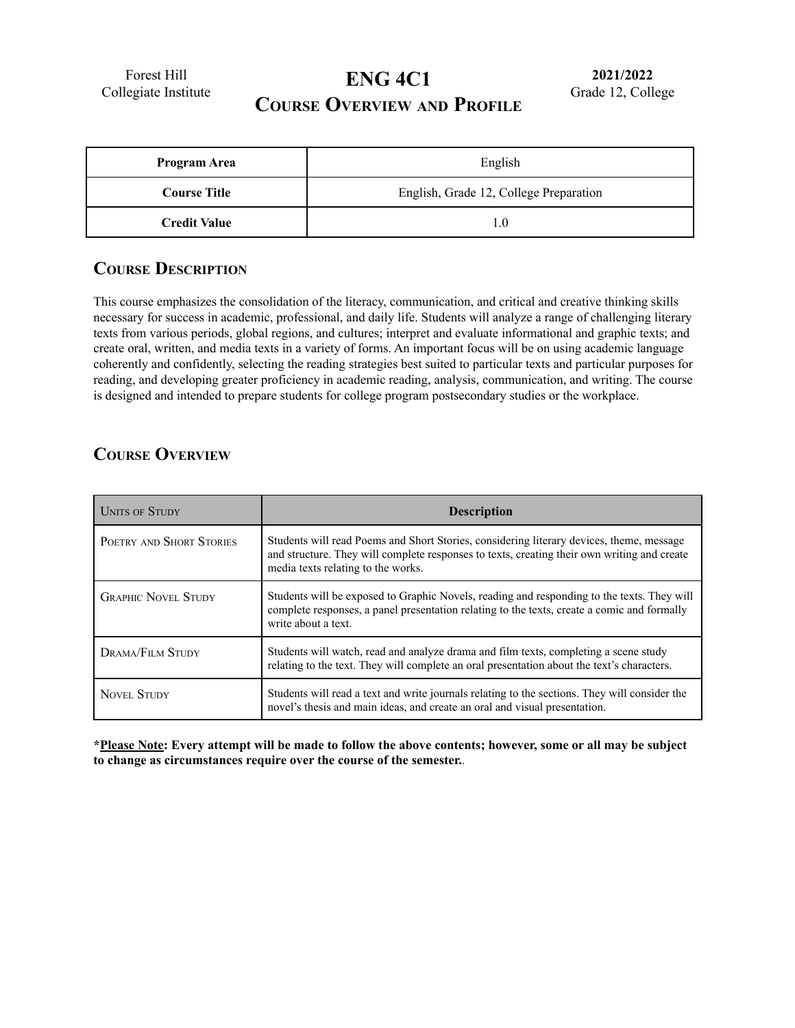Forest Hill Collegiate Institute

# ENG 4C1
## Course Overview and Profile

**2021/2022**
Grade 12, College

| **Program Area** | English |
| --- | --- |
| **Course Title** | English, Grade 12, College Preparation |
| **Credit Value** | 1.0 |

## Course Description

This course emphasizes the consolidation of the literacy, communication, and critical and creative thinking skills necessary for success in academic, professional, and daily life. Students will analyze a range of challenging literary texts from various periods, global regions, and cultures; interpret and evaluate informational and graphic texts; and create oral, written, and media texts in a variety of forms. An important focus will be on using academic language coherently and confidently, selecting the reading strategies best suited to particular texts and particular purposes for reading, and developing greater proficiency in academic reading, analysis, communication, and writing. The course is designed and intended to prepare students for college program postsecondary studies or the workplace.

## Course Overview

| Units of Study | **Description** |
| --- | --- |
| Poetry and Short Stories | Students will read Poems and Short Stories, considering literary devices, theme, message and structure. They will complete responses to texts, creating their own writing and create media texts relating to the works. |
| Graphic Novel Study | Students will be exposed to Graphic Novels, reading and responding to the texts. They will complete responses, a panel presentation relating to the texts, create a comic and formally write about a text. |
| Drama/Film Study | Students will watch, read and analyze drama and film texts, completing a scene study relating to the text. They will complete an oral presentation about the text's characters. |
| Novel Study | Students will read a text and write journals relating to the sections. They will consider the novel's thesis and main ideas, and create an oral and visual presentation. |

***Please Note**: Every attempt will be made to follow the above contents; however, some or all may be subject to change as circumstances require over the course of the semester.*.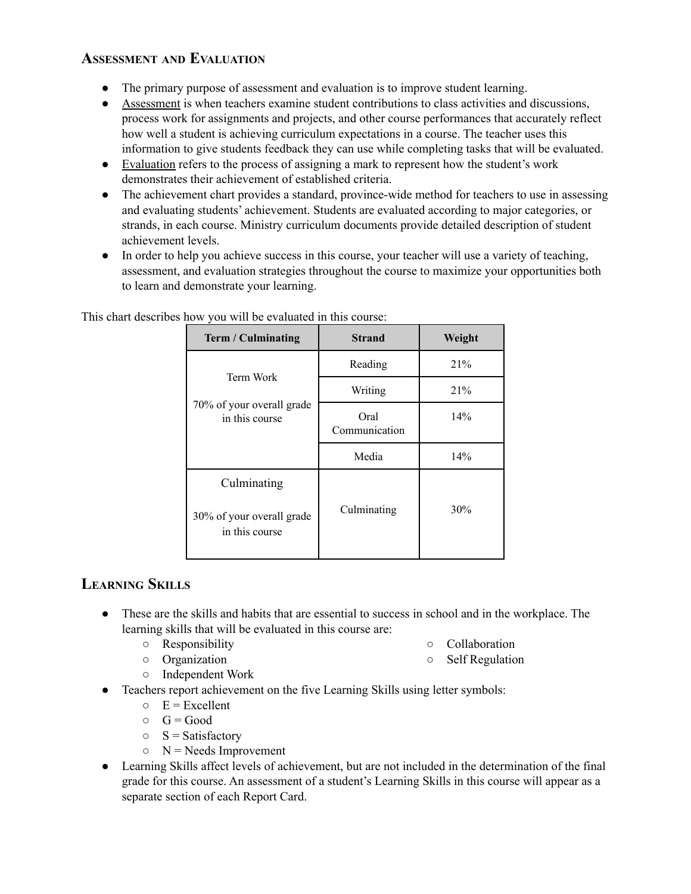## Assessment and Evaluation

- The primary purpose of assessment and evaluation is to improve student learning.
- Assessment is when teachers examine student contributions to class activities and discussions, process work for assignments and projects, and other course performances that accurately reflect how well a student is achieving curriculum expectations in a course. The teacher uses this information to give students feedback they can use while completing tasks that will be evaluated.
- Evaluation refers to the process of assigning a mark to represent how the student's work demonstrates their achievement of established criteria.
- The achievement chart provides a standard, province-wide method for teachers to use in assessing and evaluating students' achievement. Students are evaluated according to major categories, or strands, in each course. Ministry curriculum documents provide detailed description of student achievement levels.
- In order to help you achieve success in this course, your teacher will use a variety of teaching, assessment, and evaluation strategies throughout the course to maximize your opportunities both to learn and demonstrate your learning.

This chart describes how you will be evaluated in this course:

| Term / Culminating | Strand | Weight |
|---|---|---|
| Term Work<br><br>70% of your overall grade in this course | Reading | 21% |
| | Writing | 21% |
| | Oral Communication | 14% |
| | Media | 14% |
| Culminating<br><br>30% of your overall grade in this course | Culminating | 30% |

## Learning Skills

- These are the skills and habits that are essential to success in school and in the workplace. The learning skills that will be evaluated in this course are:
  - Responsibility
  - Organization
  - Independent Work
  - Collaboration
  - Self Regulation
- Teachers report achievement on the five Learning Skills using letter symbols:
  - E = Excellent
  - G = Good
  - S = Satisfactory
  - N = Needs Improvement
- Learning Skills affect levels of achievement, but are not included in the determination of the final grade for this course. An assessment of a student's Learning Skills in this course will appear as a separate section of each Report Card.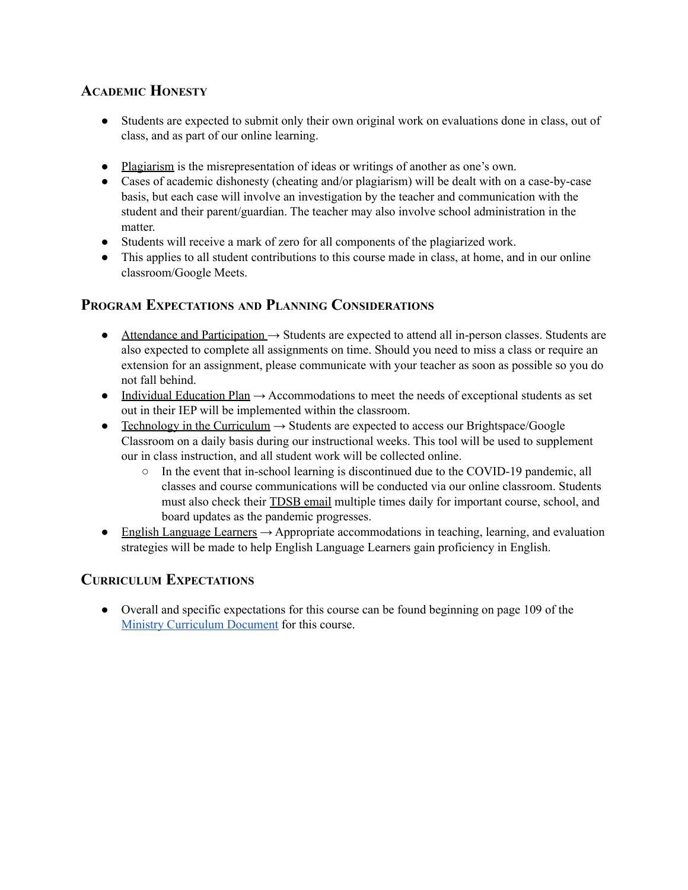## Academic Honesty

- Students are expected to submit only their own original work on evaluations done in class, out of class, and as part of our online learning.

- Plagiarism is the misrepresentation of ideas or writings of another as one's own.
- Cases of academic dishonesty (cheating and/or plagiarism) will be dealt with on a case-by-case basis, but each case will involve an investigation by the teacher and communication with the student and their parent/guardian. The teacher may also involve school administration in the matter.
- Students will receive a mark of zero for all components of the plagiarized work.
- This applies to all student contributions to this course made in class, at home, and in our online classroom/Google Meets.

## Program Expectations and Planning Considerations

- Attendance and Participation → Students are expected to attend all in-person classes. Students are also expected to complete all assignments on time. Should you need to miss a class or require an extension for an assignment, please communicate with your teacher as soon as possible so you do not fall behind.
- Individual Education Plan → Accommodations to meet the needs of exceptional students as set out in their IEP will be implemented within the classroom.
- Technology in the Curriculum → Students are expected to access our Brightspace/Google Classroom on a daily basis during our instructional weeks. This tool will be used to supplement our in class instruction, and all student work will be collected online.
  - In the event that in-school learning is discontinued due to the COVID-19 pandemic, all classes and course communications will be conducted via our online classroom. Students must also check their TDSB email multiple times daily for important course, school, and board updates as the pandemic progresses.
- English Language Learners → Appropriate accommodations in teaching, learning, and evaluation strategies will be made to help English Language Learners gain proficiency in English.

## Curriculum Expectations

- Overall and specific expectations for this course can be found beginning on page 109 of the Ministry Curriculum Document for this course.